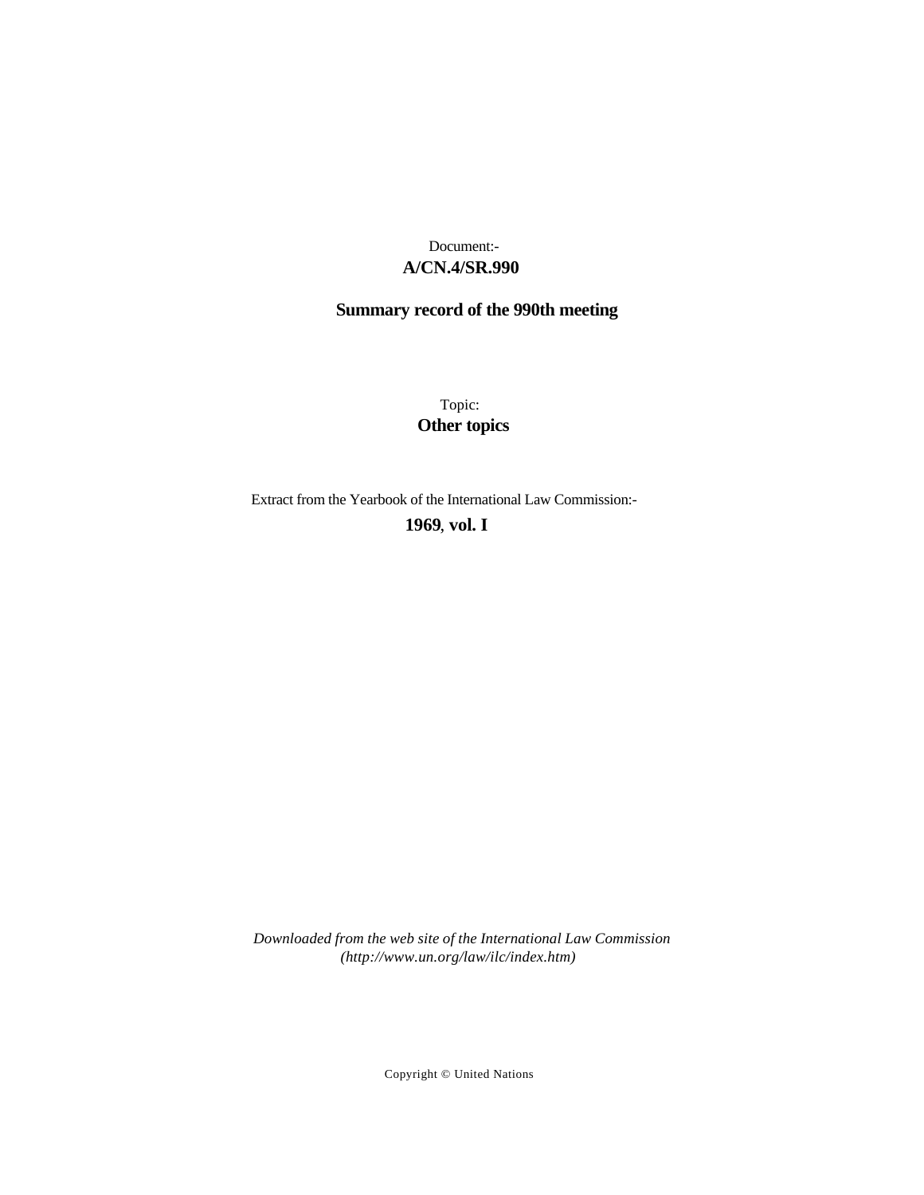Document:-

**A/CN.4/SR.990**

**Summary record of the 990th meeting**

Topic:

**Other topics**

Extract from the Yearbook of the International Law Commission:-

**1969, vol. I**

*Downloaded from the web site of the International Law Commission (http://www.un.org/law/ilc/index.htm)*

Copyright © United Nations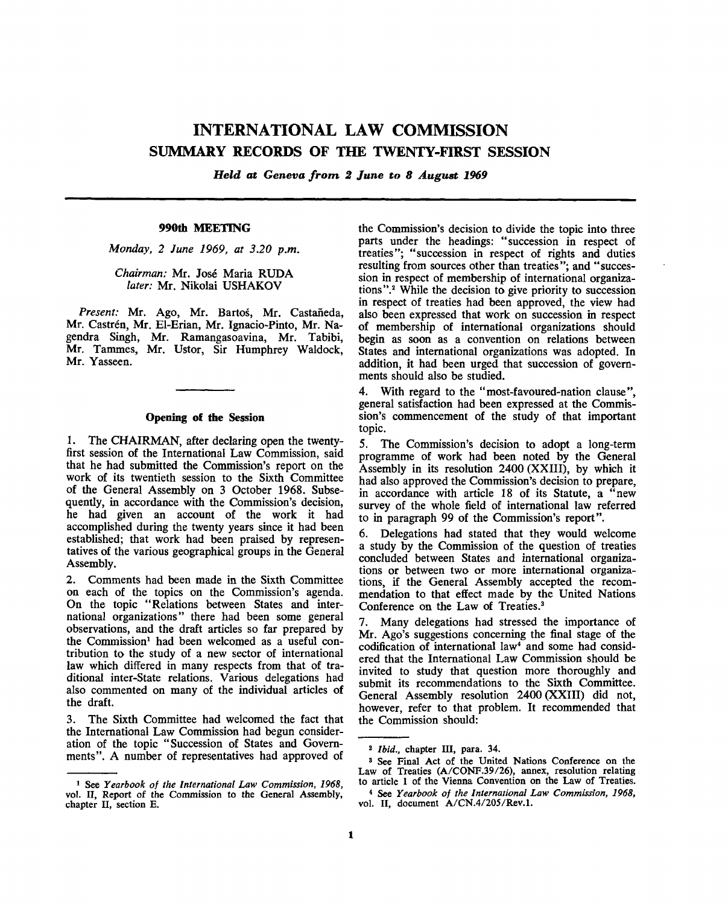# INTERNATIONAL LAW COMMISSION

## SUMMARY RECORDS OF THE TWENTY-FIRST SESSION

***Held at Geneva from 2 June to 8 August 1969***

### 990th MEETING

*Monday, 2 June 1969, at 3.20 p.m.*

*Chairman:* Mr. José Maria RUDA
*later:* Mr. Nikolai USHAKOV

*Present:* Mr. Ago, Mr. Bartoš, Mr. Castañeda, Mr. Castrén, Mr. El-Erian, Mr. Ignacio-Pinto, Mr. Nagendra Singh, Mr. Ramangasoavina, Mr. Tabibi, Mr. Tammes, Mr. Ustor, Sir Humphrey Waldock, Mr. Yasseen.

#### Opening of the Session

1. The CHAIRMAN, after declaring open the twenty-first session of the International Law Commission, said that he had submitted the Commission's report on the work of its twentieth session to the Sixth Committee of the General Assembly on 3 October 1968. Subsequently, in accordance with the Commission's decision, he had given an account of the work it had accomplished during the twenty years since it had been established; that work had been praised by representatives of the various geographical groups in the General Assembly.

2. Comments had been made in the Sixth Committee on each of the topics on the Commission's agenda. On the topic "Relations between States and international organizations" there had been some general observations, and the draft articles so far prepared by the Commission[1] had been welcomed as a useful contribution to the study of a new sector of international law which differed in many respects from that of traditional inter-State relations. Various delegations had also commented on many of the individual articles of the draft.

3. The Sixth Committee had welcomed the fact that the International Law Commission had begun consideration of the topic "Succession of States and Governments". A number of representatives had approved of the Commission's decision to divide the topic into three parts under the headings: "succession in respect of treaties"; "succession in respect of rights and duties resulting from sources other than treaties"; and "succession in respect of membership of international organizations".[2] While the decision to give priority to succession in respect of treaties had been approved, the view had also been expressed that work on succession in respect of membership of international organizations should begin as soon as a convention on relations between States and international organizations was adopted. In addition, it had been urged that succession of governments should also be studied.

4. With regard to the "most-favoured-nation clause", general satisfaction had been expressed at the Commission's commencement of the study of that important topic.

5. The Commission's decision to adopt a long-term programme of work had been noted by the General Assembly in its resolution 2400 (XXIII), by which it had also approved the Commission's decision to prepare, in accordance with article 18 of its Statute, a "new survey of the whole field of international law referred to in paragraph 99 of the Commission's report".

6. Delegations had stated that they would welcome a study by the Commission of the question of treaties concluded between States and international organizations or between two or more international organizations, if the General Assembly accepted the recommendation to that effect made by the United Nations Conference on the Law of Treaties.[3]

7. Many delegations had stressed the importance of Mr. Ago's suggestions concerning the final stage of the codification of international law[4] and some had considered that the International Law Commission should be invited to study that question more thoroughly and submit its recommendations to the Sixth Committee. General Assembly resolution 2400 (XXIII) did not, however, refer to that problem. It recommended that the Commission should:

---

[1] See *Yearbook of the International Law Commission, 1968*, vol. II, Report of the Commission to the General Assembly, chapter II, section E.

[2] *Ibid.*, chapter III, para. 34.

[3] See Final Act of the United Nations Conference on the Law of Treaties (A/CONF.39/26), annex, resolution relating to article 1 of the Vienna Convention on the Law of Treaties.

[4] See *Yearbook of the International Law Commission, 1968*, vol. II, document A/CN.4/205/Rev.1.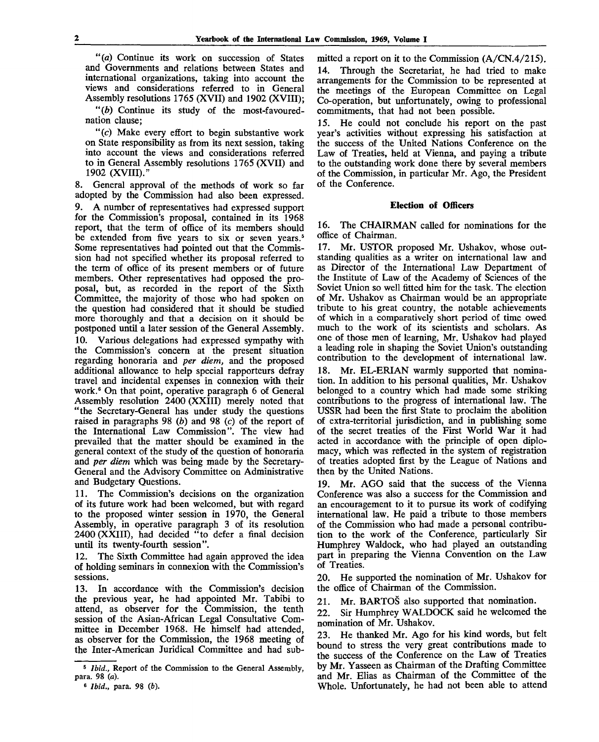"(*a*) Continue its work on succession of States and Governments and relations between States and international organizations, taking into account the views and considerations referred to in General Assembly resolutions 1765 (XVII) and 1902 (XVIII);

"(*b*) Continue its study of the most-favoured-nation clause;

"(*c*) Make every effort to begin substantive work on State responsibility as from its next session, taking into account the views and considerations referred to in General Assembly resolutions 1765 (XVII) and 1902 (XVIII)."

8. General approval of the methods of work so far adopted by the Commission had also been expressed.

9. A number of representatives had expressed support for the Commission's proposal, contained in its 1968 report, that the term of office of its members should be extended from five years to six or seven years.[5] Some representatives had pointed out that the Commission had not specified whether its proposal referred to the term of office of its present members or of future members. Other representatives had opposed the proposal, but, as recorded in the report of the Sixth Committee, the majority of those who had spoken on the question had considered that it should be studied more thoroughly and that a decision on it should be postponed until a later session of the General Assembly.

10. Various delegations had expressed sympathy with the Commission's concern at the present situation regarding honoraria and *per diem*, and the proposed additional allowance to help special rapporteurs defray travel and incidental expenses in connexion with their work.[6] On that point, operative paragraph 6 of General Assembly resolution 2400 (XXIII) merely noted that "the Secretary-General has under study the questions raised in paragraphs 98 (*b*) and 98 (*c*) of the report of the International Law Commission". The view had prevailed that the matter should be examined in the general context of the study of the question of honoraria and *per diem* which was being made by the Secretary-General and the Advisory Committee on Administrative and Budgetary Questions.

11. The Commission's decisions on the organization of its future work had been welcomed, but with regard to the proposed winter session in 1970, the General Assembly, in operative paragraph 3 of its resolution 2400 (XXIII), had decided "to defer a final decision until its twenty-fourth session".

12. The Sixth Committee had again approved the idea of holding seminars in connexion with the Commission's sessions.

13. In accordance with the Commission's decision the previous year, he had appointed Mr. Tabibi to attend, as observer for the Commission, the tenth session of the Asian-African Legal Consultative Committee in December 1968. He himself had attended, as observer for the Commission, the 1968 meeting of the Inter-American Juridical Committee and had submitted a report on it to the Commission (A/CN.4/215).

14. Through the Secretariat, he had tried to make arrangements for the Commission to be represented at the meetings of the European Committee on Legal Co-operation, but unfortunately, owing to professional commitments, that had not been possible.

15. He could not conclude his report on the past year's activities without expressing his satisfaction at the success of the United Nations Conference on the Law of Treaties, held at Vienna, and paying a tribute to the outstanding work done there by several members of the Commission, in particular Mr. Ago, the President of the Conference.

### Election of Officers

16. The CHAIRMAN called for nominations for the office of Chairman.

17. Mr. USTOR proposed Mr. Ushakov, whose outstanding qualities as a writer on international law and as Director of the International Law Department of the Institute of Law of the Academy of Sciences of the Soviet Union so well fitted him for the task. The election of Mr. Ushakov as Chairman would be an appropriate tribute to his great country, the notable achievements of which in a comparatively short period of time owed much to the work of its scientists and scholars. As one of those men of learning, Mr. Ushakov had played a leading role in shaping the Soviet Union's outstanding contribution to the development of international law.

18. Mr. EL-ERIAN warmly supported that nomination. In addition to his personal qualities, Mr. Ushakov belonged to a country which had made some striking contributions to the progress of international law. The USSR had been the first State to proclaim the abolition of extra-territorial jurisdiction, and in publishing some of the secret treaties of the First World War it had acted in accordance with the principle of open diplomacy, which was reflected in the system of registration of treaties adopted first by the League of Nations and then by the United Nations.

19. Mr. AGO said that the success of the Vienna Conference was also a success for the Commission and an encouragement to it to pursue its work of codifying international law. He paid a tribute to those members of the Commission who had made a personal contribution to the work of the Conference, particularly Sir Humphrey Waldock, who had played an outstanding part in preparing the Vienna Convention on the Law of Treaties.

20. He supported the nomination of Mr. Ushakov for the office of Chairman of the Commission.

21. Mr. BARTOŠ also supported that nomination.

22. Sir Humphrey WALDOCK said he welcomed the nomination of Mr. Ushakov.

23. He thanked Mr. Ago for his kind words, but felt bound to stress the very great contributions made to the success of the Conference on the Law of Treaties by Mr. Yasseen as Chairman of the Drafting Committee and Mr. Elias as Chairman of the Committee of the Whole. Unfortunately, he had not been able to attend

---

[5] *Ibid.*, Report of the Commission to the General Assembly, para. 98 (*a*).

[6] *Ibid.*, para. 98 (*b*).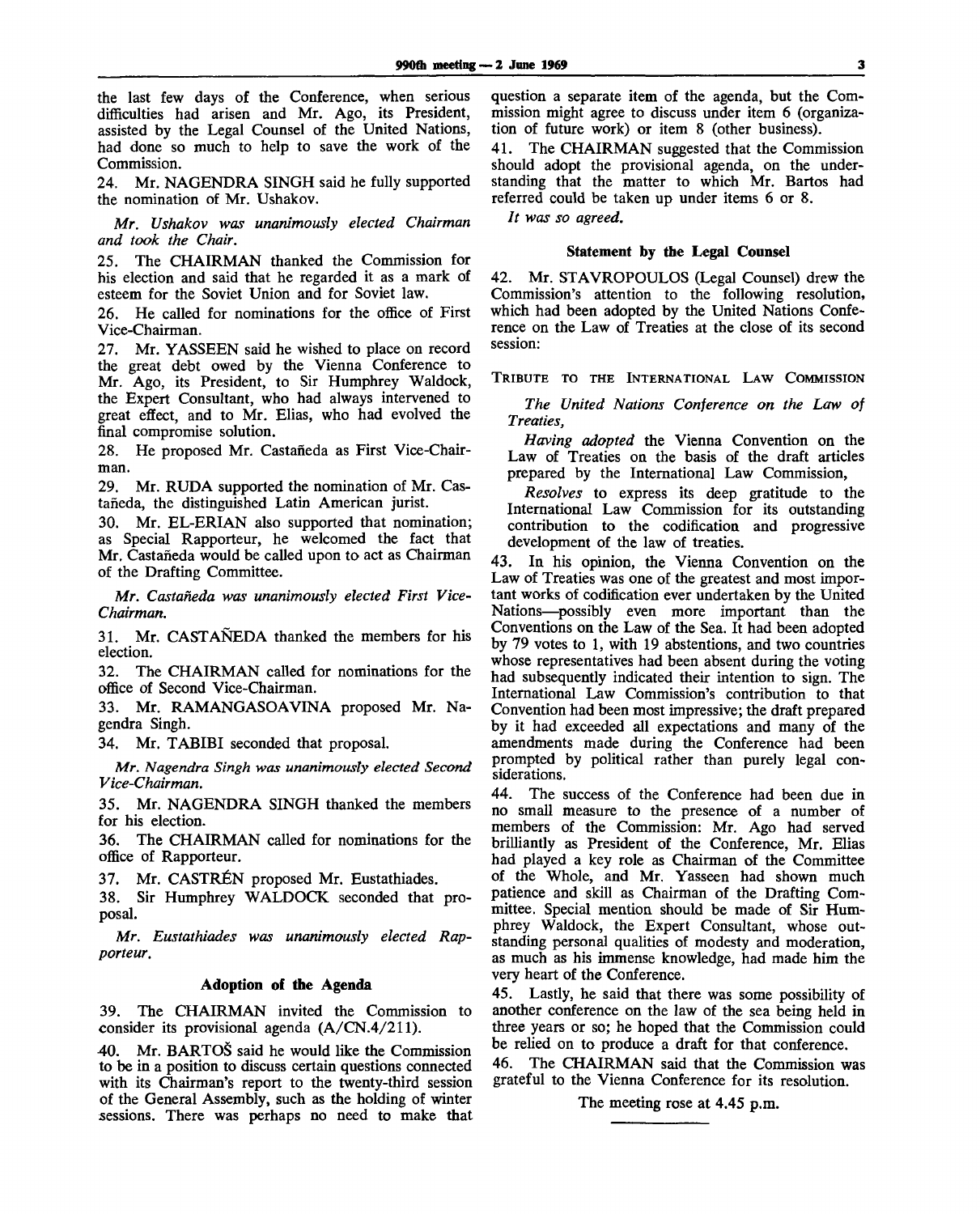the last few days of the Conference, when serious difficulties had arisen and Mr. Ago, its President, assisted by the Legal Counsel of the United Nations, had done so much to help to save the work of the Commission.

24. Mr. NAGENDRA SINGH said he fully supported the nomination of Mr. Ushakov.

*Mr. Ushakov was unanimously elected Chairman and took the Chair.*

25. The CHAIRMAN thanked the Commission for his election and said that he regarded it as a mark of esteem for the Soviet Union and for Soviet law.

26. He called for nominations for the office of First Vice-Chairman.

27. Mr. YASSEEN said he wished to place on record the great debt owed by the Vienna Conference to Mr. Ago, its President, to Sir Humphrey Waldock, the Expert Consultant, who had always intervened to great effect, and to Mr. Elias, who had evolved the final compromise solution.

28. He proposed Mr. Castañeda as First Vice-Chairman.

29. Mr. RUDA supported the nomination of Mr. Castañeda, the distinguished Latin American jurist.

30. Mr. EL-ERIAN also supported that nomination; as Special Rapporteur, he welcomed the fact that Mr. Castañeda would be called upon to act as Chairman of the Drafting Committee.

*Mr. Castañeda was unanimously elected First Vice-Chairman.*

31. Mr. CASTAÑEDA thanked the members for his election.

32. The CHAIRMAN called for nominations for the office of Second Vice-Chairman.

33. Mr. RAMANGASOAVINA proposed Mr. Nagendra Singh.

34. Mr. TABIBI seconded that proposal.

*Mr. Nagendra Singh was unanimously elected Second Vice-Chairman.*

35. Mr. NAGENDRA SINGH thanked the members for his election.

36. The CHAIRMAN called for nominations for the office of Rapporteur.

37. Mr. CASTRÉN proposed Mr. Eustathiades.

38. Sir Humphrey WALDOCK seconded that proposal.

*Mr. Eustathiades was unanimously elected Rapporteur.*

### Adoption of the Agenda

39. The CHAIRMAN invited the Commission to consider its provisional agenda (A/CN.4/211).

40. Mr. BARTOŠ said he would like the Commission to be in a position to discuss certain questions connected with its Chairman's report to the twenty-third session of the General Assembly, such as the holding of winter sessions. There was perhaps no need to make that question a separate item of the agenda, but the Commission might agree to discuss under item 6 (organization of future work) or item 8 (other business).

41. The CHAIRMAN suggested that the Commission should adopt the provisional agenda, on the understanding that the matter to which Mr. Bartos had referred could be taken up under items 6 or 8.

*It was so agreed.*

### Statement by the Legal Counsel

42. Mr. STAVROPOULOS (Legal Counsel) drew the Commission's attention to the following resolution, which had been adopted by the United Nations Conference on the Law of Treaties at the close of its second session:

TRIBUTE TO THE INTERNATIONAL LAW COMMISSION

*The United Nations Conference on the Law of Treaties,*

*Having adopted* the Vienna Convention on the Law of Treaties on the basis of the draft articles prepared by the International Law Commission,

*Resolves* to express its deep gratitude to the International Law Commission for its outstanding contribution to the codification and progressive development of the law of treaties.

43. In his opinion, the Vienna Convention on the Law of Treaties was one of the greatest and most important works of codification ever undertaken by the United Nations—possibly even more important than the Conventions on the Law of the Sea. It had been adopted by 79 votes to 1, with 19 abstentions, and two countries whose representatives had been absent during the voting had subsequently indicated their intention to sign. The International Law Commission's contribution to that Convention had been most impressive; the draft prepared by it had exceeded all expectations and many of the amendments made during the Conference had been prompted by political rather than purely legal considerations.

44. The success of the Conference had been due in no small measure to the presence of a number of members of the Commission: Mr. Ago had served brilliantly as President of the Conference, Mr. Elias had played a key role as Chairman of the Committee of the Whole, and Mr. Yasseen had shown much patience and skill as Chairman of the Drafting Committee. Special mention should be made of Sir Humphrey Waldock, the Expert Consultant, whose outstanding personal qualities of modesty and moderation, as much as his immense knowledge, had made him the very heart of the Conference.

45. Lastly, he said that there was some possibility of another conference on the law of the sea being held in three years or so; he hoped that the Commission could be relied on to produce a draft for that conference.

46. The CHAIRMAN said that the Commission was grateful to the Vienna Conference for its resolution.

The meeting rose at 4.45 p.m.